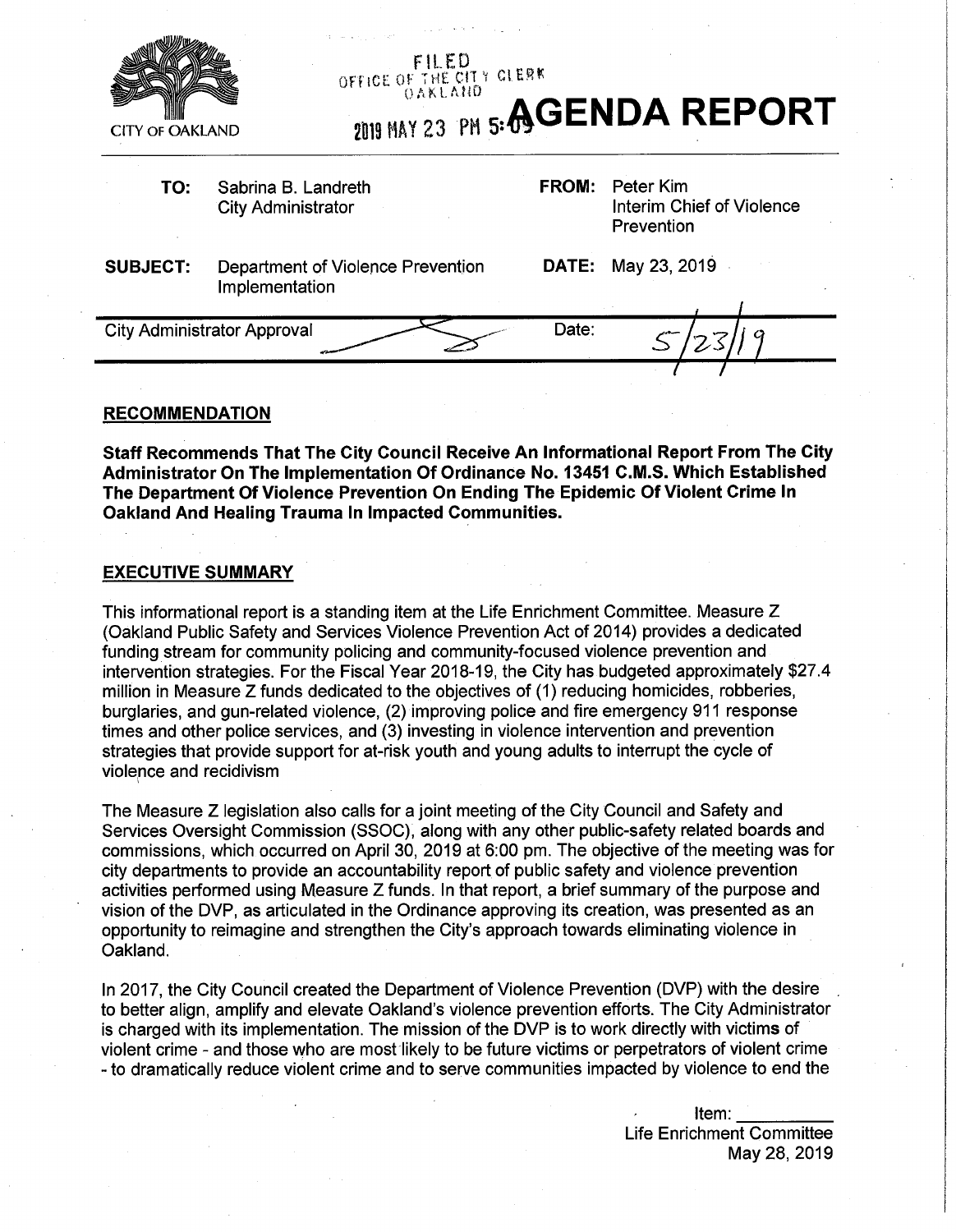CITY OF OAKLAND

FILED
OFFICE OF THE CITY CLERK
OAKLAND

2019 MAY 23 PM 5:09

# AGENDA REPORT

| | | | |
|---|---|---|---|
| **TO:** | Sabrina B. Landreth<br>City Administrator | **FROM:** | Peter Kim<br>Interim Chief of Violence Prevention |
| **SUBJECT:** | Department of Violence Prevention Implementation | **DATE:** | May 23, 2019 |

| City Administrator Approval | | Date: | 5/23/19 |
|---|---|---|---|

## RECOMMENDATION

**Staff Recommends That The City Council Receive An Informational Report From The City Administrator On The Implementation Of Ordinance No. 13451 C.M.S. Which Established The Department Of Violence Prevention On Ending The Epidemic Of Violent Crime In Oakland And Healing Trauma In Impacted Communities.**

## EXECUTIVE SUMMARY

This informational report is a standing item at the Life Enrichment Committee. Measure Z (Oakland Public Safety and Services Violence Prevention Act of 2014) provides a dedicated funding stream for community policing and community-focused violence prevention and intervention strategies. For the Fiscal Year 2018-19, the City has budgeted approximately $27.4 million in Measure Z funds dedicated to the objectives of (1) reducing homicides, robberies, burglaries, and gun-related violence, (2) improving police and fire emergency 911 response times and other police services, and (3) investing in violence intervention and prevention strategies that provide support for at-risk youth and young adults to interrupt the cycle of violence and recidivism

The Measure Z legislation also calls for a joint meeting of the City Council and Safety and Services Oversight Commission (SSOC), along with any other public-safety related boards and commissions, which occurred on April 30, 2019 at 6:00 pm. The objective of the meeting was for city departments to provide an accountability report of public safety and violence prevention activities performed using Measure Z funds. In that report, a brief summary of the purpose and vision of the DVP, as articulated in the Ordinance approving its creation, was presented as an opportunity to reimagine and strengthen the City's approach towards eliminating violence in Oakland.

In 2017, the City Council created the Department of Violence Prevention (DVP) with the desire to better align, amplify and elevate Oakland's violence prevention efforts. The City Administrator is charged with its implementation. The mission of the DVP is to work directly with victims of violent crime - and those who are most likely to be future victims or perpetrators of violent crime - to dramatically reduce violent crime and to serve communities impacted by violence to end the

Item: \_\_\_\_\_\_\_\_
Life Enrichment Committee
May 28, 2019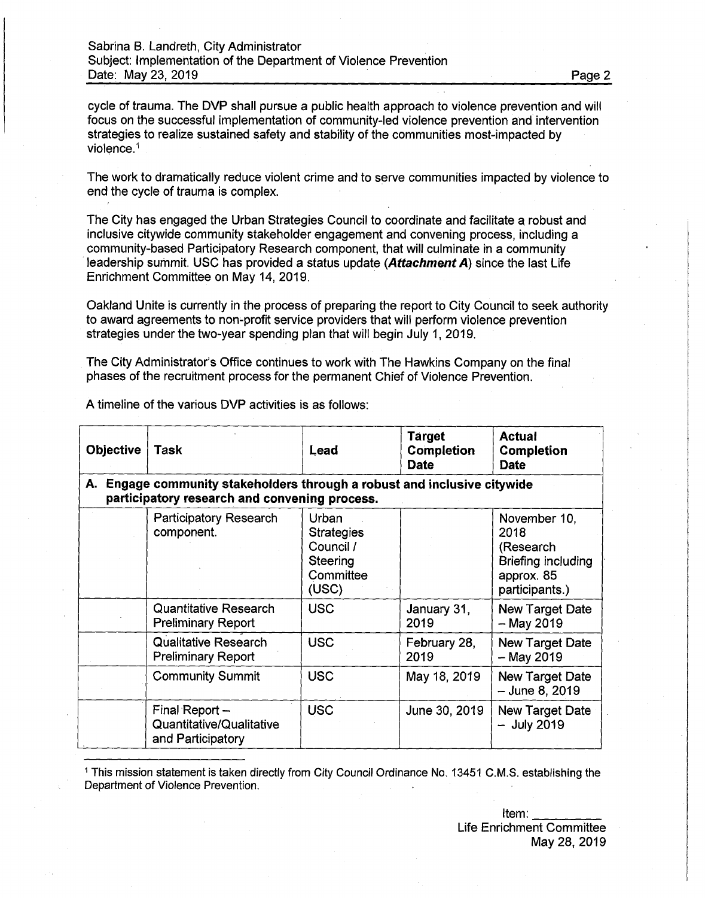cycle of trauma. The DVP shall pursue a public health approach to violence prevention and will focus on the successful implementation of community-led violence prevention and intervention strategies to realize sustained safety and stability of the communities most-impacted by violence.[1]

The work to dramatically reduce violent crime and to serve communities impacted by violence to end the cycle of trauma is complex.

The City has engaged the Urban Strategies Council to coordinate and facilitate a robust and inclusive citywide community stakeholder engagement and convening process, including a community-based Participatory Research component, that will culminate in a community leadership summit. USC has provided a status update (***Attachment A***) since the last Life Enrichment Committee on May 14, 2019.

Oakland Unite is currently in the process of preparing the report to City Council to seek authority to award agreements to non-profit service providers that will perform violence prevention strategies under the two-year spending plan that will begin July 1, 2019.

The City Administrator's Office continues to work with The Hawkins Company on the final phases of the recruitment process for the permanent Chief of Violence Prevention.

A timeline of the various DVP activities is as follows:

| Objective | Task | Lead | Target Completion Date | Actual Completion Date |
|---|---|---|---|---|
| **A. Engage community stakeholders through a robust and inclusive citywide participatory research and convening process.** | | | | |
| | Participatory Research component. | Urban Strategies Council / Steering Committee (USC) | | November 10, 2018 (Research Briefing including approx. 85 participants.) |
| | Quantitative Research Preliminary Report | USC | January 31, 2019 | New Target Date – May 2019 |
| | Qualitative Research Preliminary Report | USC | February 28, 2019 | New Target Date – May 2019 |
| | Community Summit | USC | May 18, 2019 | New Target Date – June 8, 2019 |
| | Final Report – Quantitative/Qualitative and Participatory | USC | June 30, 2019 | New Target Date – July 2019 |

[1] This mission statement is taken directly from City Council Ordinance No. 13451 C.M.S. establishing the Department of Violence Prevention.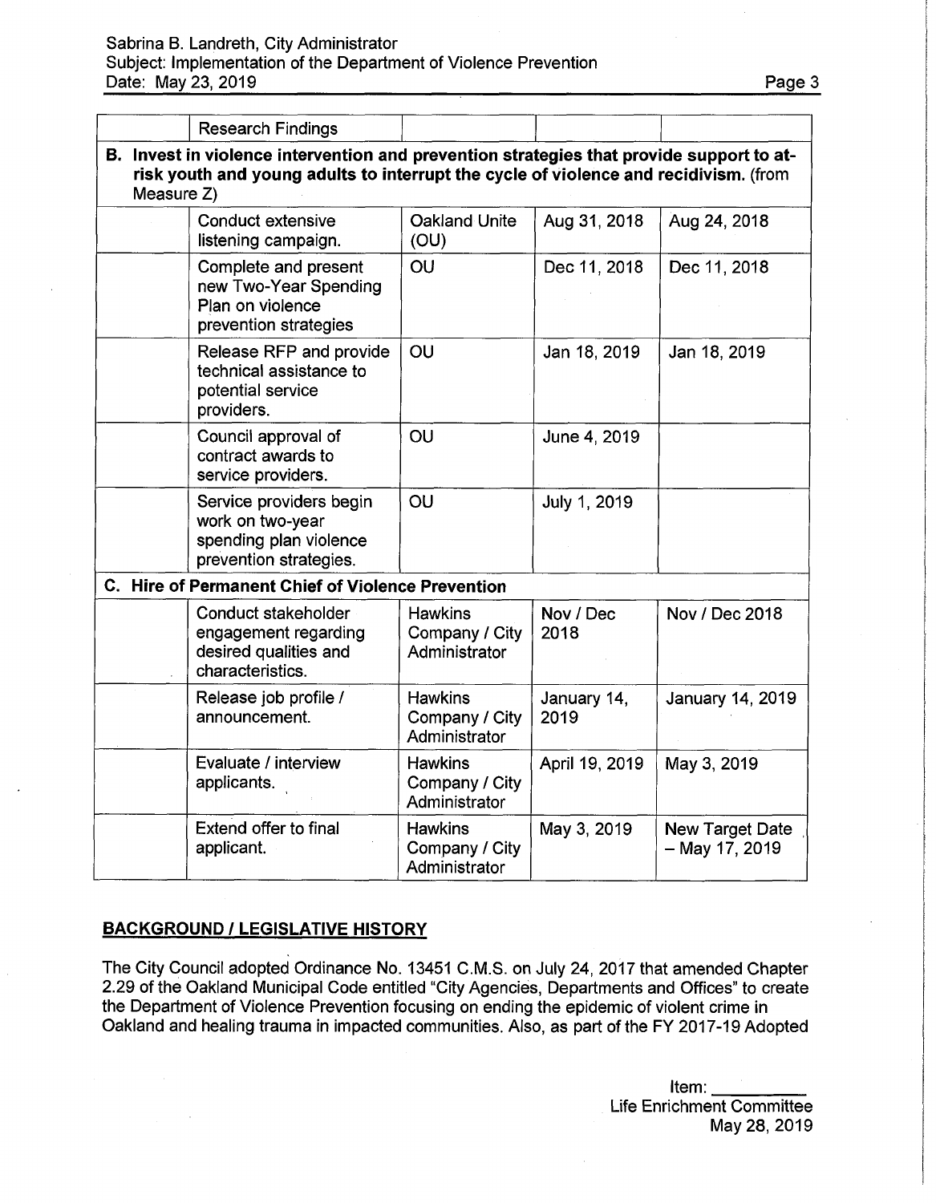| | Research Findings | | | |
|---|---|---|---|---|
| **B. Invest in violence intervention and prevention strategies that provide support to at-risk youth and young adults to interrupt the cycle of violence and recidivism.** (from Measure Z) | | | | |
| | Conduct extensive listening campaign. | Oakland Unite (OU) | Aug 31, 2018 | Aug 24, 2018 |
| | Complete and present new Two-Year Spending Plan on violence prevention strategies | OU | Dec 11, 2018 | Dec 11, 2018 |
| | Release RFP and provide technical assistance to potential service providers. | OU | Jan 18, 2019 | Jan 18, 2019 |
| | Council approval of contract awards to service providers. | OU | June 4, 2019 | |
| | Service providers begin work on two-year spending plan violence prevention strategies. | OU | July 1, 2019 | |
| **C. Hire of Permanent Chief of Violence Prevention** | | | | |
| | Conduct stakeholder engagement regarding desired qualities and characteristics. | Hawkins Company / City Administrator | Nov / Dec 2018 | Nov / Dec 2018 |
| | Release job profile / announcement. | Hawkins Company / City Administrator | January 14, 2019 | January 14, 2019 |
| | Evaluate / interview applicants. | Hawkins Company / City Administrator | April 19, 2019 | May 3, 2019 |
| | Extend offer to final applicant. | Hawkins Company / City Administrator | May 3, 2019 | New Target Date – May 17, 2019 |

## BACKGROUND / LEGISLATIVE HISTORY

The City Council adopted Ordinance No. 13451 C.M.S. on July 24, 2017 that amended Chapter 2.29 of the Oakland Municipal Code entitled "City Agencies, Departments and Offices" to create the Department of Violence Prevention focusing on ending the epidemic of violent crime in Oakland and healing trauma in impacted communities. Also, as part of the FY 2017-19 Adopted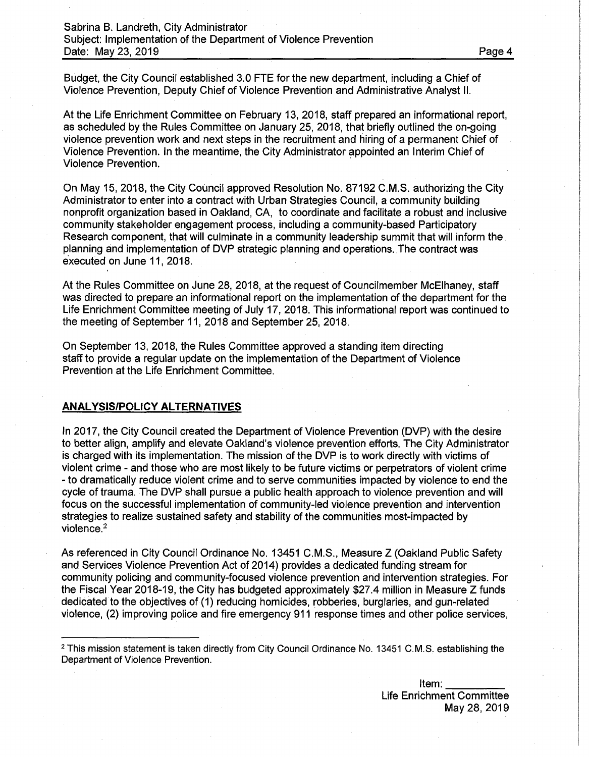Budget, the City Council established 3.0 FTE for the new department, including a Chief of Violence Prevention, Deputy Chief of Violence Prevention and Administrative Analyst II.

At the Life Enrichment Committee on February 13, 2018, staff prepared an informational report, as scheduled by the Rules Committee on January 25, 2018, that briefly outlined the on-going violence prevention work and next steps in the recruitment and hiring of a permanent Chief of Violence Prevention. In the meantime, the City Administrator appointed an Interim Chief of Violence Prevention.

On May 15, 2018, the City Council approved Resolution No. 87192 C.M.S. authorizing the City Administrator to enter into a contract with Urban Strategies Council, a community building nonprofit organization based in Oakland, CA, to coordinate and facilitate a robust and inclusive community stakeholder engagement process, including a community-based Participatory Research component, that will culminate in a community leadership summit that will inform the planning and implementation of DVP strategic planning and operations. The contract was executed on June 11, 2018.

At the Rules Committee on June 28, 2018, at the request of Councilmember McElhaney, staff was directed to prepare an informational report on the implementation of the department for the Life Enrichment Committee meeting of July 17, 2018. This informational report was continued to the meeting of September 11, 2018 and September 25, 2018.

On September 13, 2018, the Rules Committee approved a standing item directing staff to provide a regular update on the implementation of the Department of Violence Prevention at the Life Enrichment Committee.

## ANALYSIS/POLICY ALTERNATIVES

In 2017, the City Council created the Department of Violence Prevention (DVP) with the desire to better align, amplify and elevate Oakland's violence prevention efforts. The City Administrator is charged with its implementation. The mission of the DVP is to work directly with victims of violent crime - and those who are most likely to be future victims or perpetrators of violent crime - to dramatically reduce violent crime and to serve communities impacted by violence to end the cycle of trauma. The DVP shall pursue a public health approach to violence prevention and will focus on the successful implementation of community-led violence prevention and intervention strategies to realize sustained safety and stability of the communities most-impacted by violence.[2]

As referenced in City Council Ordinance No. 13451 C.M.S., Measure Z (Oakland Public Safety and Services Violence Prevention Act of 2014) provides a dedicated funding stream for community policing and community-focused violence prevention and intervention strategies. For the Fiscal Year 2018-19, the City has budgeted approximately $27.4 million in Measure Z funds dedicated to the objectives of (1) reducing homicides, robberies, burglaries, and gun-related violence, (2) improving police and fire emergency 911 response times and other police services,

[2] This mission statement is taken directly from City Council Ordinance No. 13451 C.M.S. establishing the Department of Violence Prevention.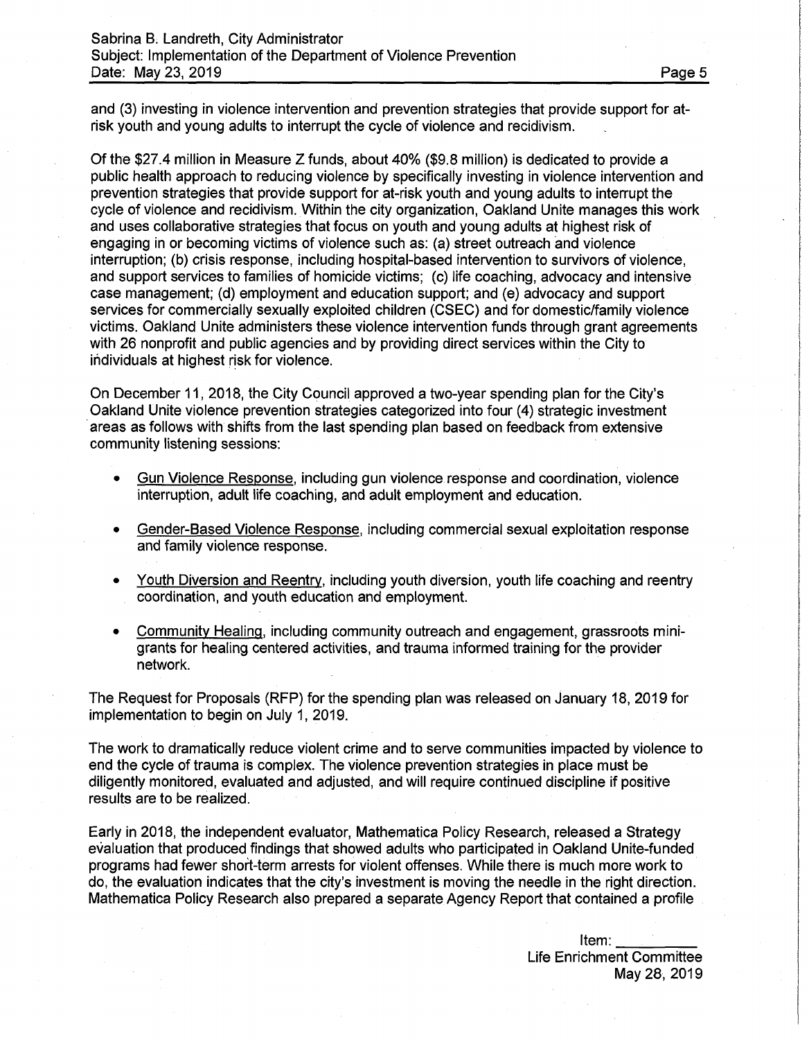and (3) investing in violence intervention and prevention strategies that provide support for at-risk youth and young adults to interrupt the cycle of violence and recidivism.

Of the $27.4 million in Measure Z funds, about 40% ($9.8 million) is dedicated to provide a public health approach to reducing violence by specifically investing in violence intervention and prevention strategies that provide support for at-risk youth and young adults to interrupt the cycle of violence and recidivism. Within the city organization, Oakland Unite manages this work and uses collaborative strategies that focus on youth and young adults at highest risk of engaging in or becoming victims of violence such as: (a) street outreach and violence interruption; (b) crisis response, including hospital-based intervention to survivors of violence, and support services to families of homicide victims; (c) life coaching, advocacy and intensive case management; (d) employment and education support; and (e) advocacy and support services for commercially sexually exploited children (CSEC) and for domestic/family violence victims. Oakland Unite administers these violence intervention funds through grant agreements with 26 nonprofit and public agencies and by providing direct services within the City to individuals at highest risk for violence.

On December 11, 2018, the City Council approved a two-year spending plan for the City's Oakland Unite violence prevention strategies categorized into four (4) strategic investment areas as follows with shifts from the last spending plan based on feedback from extensive community listening sessions:

- Gun Violence Response, including gun violence response and coordination, violence interruption, adult life coaching, and adult employment and education.
- Gender-Based Violence Response, including commercial sexual exploitation response and family violence response.
- Youth Diversion and Reentry, including youth diversion, youth life coaching and reentry coordination, and youth education and employment.
- Community Healing, including community outreach and engagement, grassroots mini-grants for healing centered activities, and trauma informed training for the provider network.

The Request for Proposals (RFP) for the spending plan was released on January 18, 2019 for implementation to begin on July 1, 2019.

The work to dramatically reduce violent crime and to serve communities impacted by violence to end the cycle of trauma is complex. The violence prevention strategies in place must be diligently monitored, evaluated and adjusted, and will require continued discipline if positive results are to be realized.

Early in 2018, the independent evaluator, Mathematica Policy Research, released a Strategy evaluation that produced findings that showed adults who participated in Oakland Unite-funded programs had fewer short-term arrests for violent offenses. While there is much more work to do, the evaluation indicates that the city's investment is moving the needle in the right direction. Mathematica Policy Research also prepared a separate Agency Report that contained a profile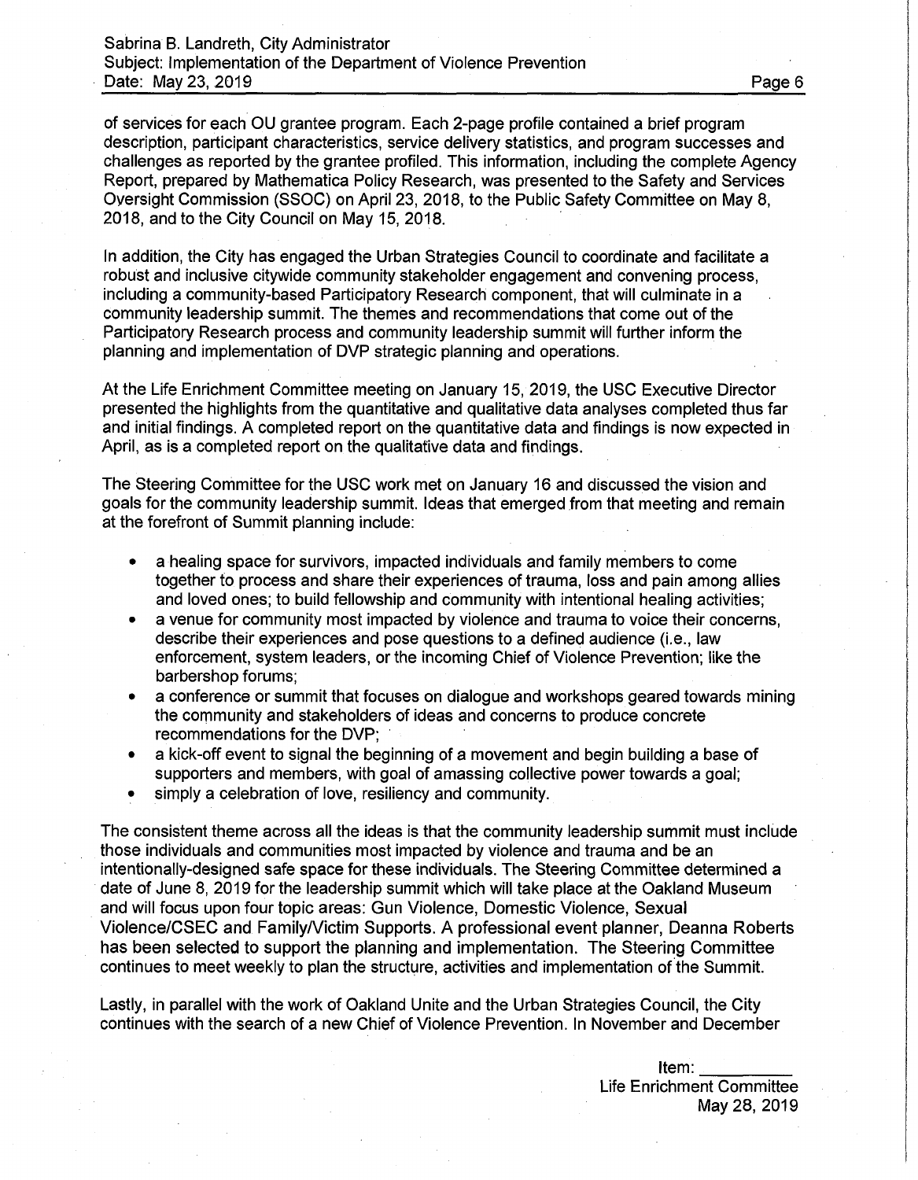of services for each OU grantee program. Each 2-page profile contained a brief program description, participant characteristics, service delivery statistics, and program successes and challenges as reported by the grantee profiled. This information, including the complete Agency Report, prepared by Mathematica Policy Research, was presented to the Safety and Services Oversight Commission (SSOC) on April 23, 2018, to the Public Safety Committee on May 8, 2018, and to the City Council on May 15, 2018.

In addition, the City has engaged the Urban Strategies Council to coordinate and facilitate a robust and inclusive citywide community stakeholder engagement and convening process, including a community-based Participatory Research component, that will culminate in a community leadership summit. The themes and recommendations that come out of the Participatory Research process and community leadership summit will further inform the planning and implementation of DVP strategic planning and operations.

At the Life Enrichment Committee meeting on January 15, 2019, the USC Executive Director presented the highlights from the quantitative and qualitative data analyses completed thus far and initial findings. A completed report on the quantitative data and findings is now expected in April, as is a completed report on the qualitative data and findings.

The Steering Committee for the USC work met on January 16 and discussed the vision and goals for the community leadership summit. Ideas that emerged from that meeting and remain at the forefront of Summit planning include:

- a healing space for survivors, impacted individuals and family members to come together to process and share their experiences of trauma, loss and pain among allies and loved ones; to build fellowship and community with intentional healing activities;
- a venue for community most impacted by violence and trauma to voice their concerns, describe their experiences and pose questions to a defined audience (i.e., law enforcement, system leaders, or the incoming Chief of Violence Prevention; like the barbershop forums;
- a conference or summit that focuses on dialogue and workshops geared towards mining the community and stakeholders of ideas and concerns to produce concrete recommendations for the DVP;
- a kick-off event to signal the beginning of a movement and begin building a base of supporters and members, with goal of amassing collective power towards a goal;
- simply a celebration of love, resiliency and community.

The consistent theme across all the ideas is that the community leadership summit must include those individuals and communities most impacted by violence and trauma and be an intentionally-designed safe space for these individuals. The Steering Committee determined a date of June 8, 2019 for the leadership summit which will take place at the Oakland Museum and will focus upon four topic areas: Gun Violence, Domestic Violence, Sexual Violence/CSEC and Family/Victim Supports. A professional event planner, Deanna Roberts has been selected to support the planning and implementation. The Steering Committee continues to meet weekly to plan the structure, activities and implementation of the Summit.

Lastly, in parallel with the work of Oakland Unite and the Urban Strategies Council, the City continues with the search of a new Chief of Violence Prevention. In November and December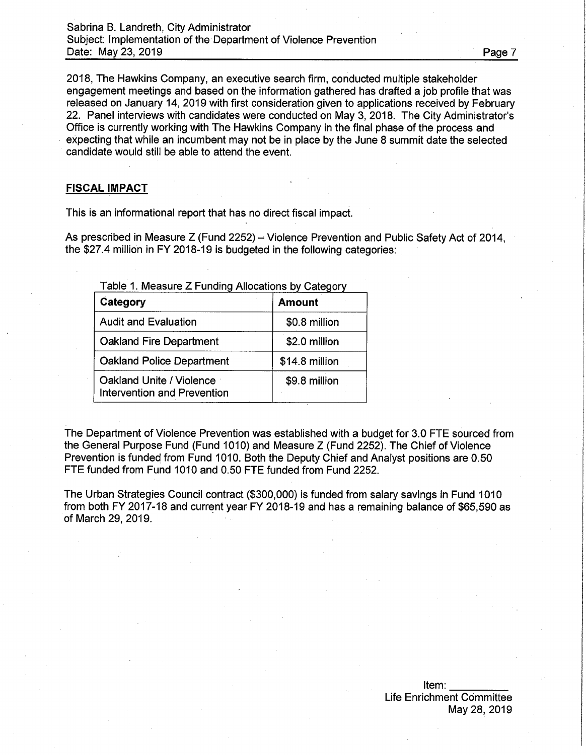2018, The Hawkins Company, an executive search firm, conducted multiple stakeholder engagement meetings and based on the information gathered has drafted a job profile that was released on January 14, 2019 with first consideration given to applications received by February 22. Panel interviews with candidates were conducted on May 3, 2018. The City Administrator's Office is currently working with The Hawkins Company in the final phase of the process and expecting that while an incumbent may not be in place by the June 8 summit date the selected candidate would still be able to attend the event.

## FISCAL IMPACT

This is an informational report that has no direct fiscal impact.

As prescribed in Measure Z (Fund 2252) – Violence Prevention and Public Safety Act of 2014, the $27.4 million in FY 2018-19 is budgeted in the following categories:

Table 1. Measure Z Funding Allocations by Category

| Category | Amount |
| --- | --- |
| Audit and Evaluation | $0.8 million |
| Oakland Fire Department | $2.0 million |
| Oakland Police Department | $14.8 million |
| Oakland Unite / Violence Intervention and Prevention | $9.8 million |

The Department of Violence Prevention was established with a budget for 3.0 FTE sourced from the General Purpose Fund (Fund 1010) and Measure Z (Fund 2252). The Chief of Violence Prevention is funded from Fund 1010. Both the Deputy Chief and Analyst positions are 0.50 FTE funded from Fund 1010 and 0.50 FTE funded from Fund 2252.

The Urban Strategies Council contract ($300,000) is funded from salary savings in Fund 1010 from both FY 2017-18 and current year FY 2018-19 and has a remaining balance of $65,590 as of March 29, 2019.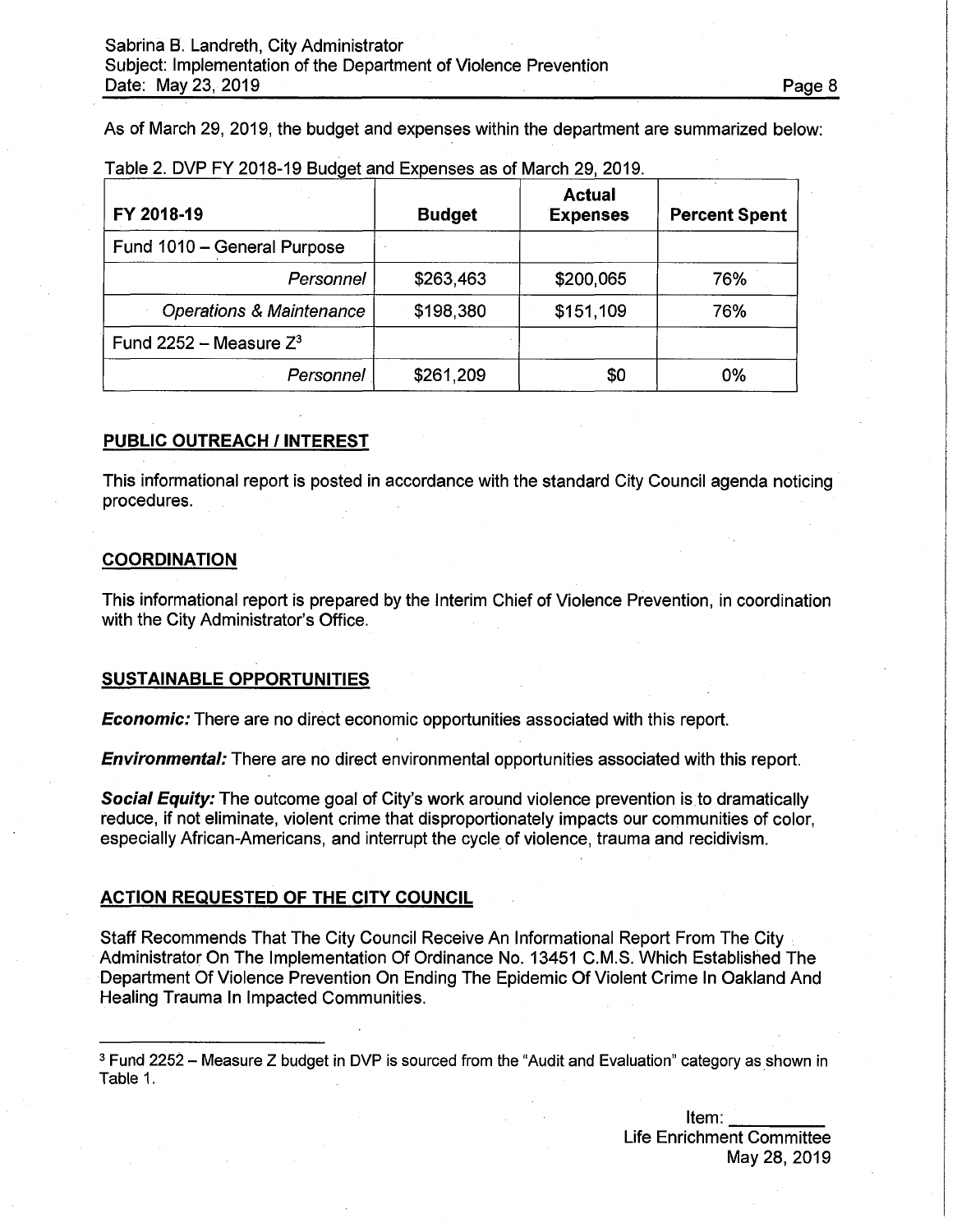As of March 29, 2019, the budget and expenses within the department are summarized below:

Table 2. DVP FY 2018-19 Budget and Expenses as of March 29, 2019.

| FY 2018-19 | Budget | Actual Expenses | Percent Spent |
|---|---|---|---|
| Fund 1010 – General Purpose | | | |
| *Personnel* | $263,463 | $200,065 | 76% |
| *Operations & Maintenance* | $198,380 | $151,109 | 76% |
| Fund 2252 – Measure Z[3] | | | |
| *Personnel* | $261,209 | $0 | 0% |

## PUBLIC OUTREACH / INTEREST

This informational report is posted in accordance with the standard City Council agenda noticing procedures.

## COORDINATION

This informational report is prepared by the Interim Chief of Violence Prevention, in coordination with the City Administrator's Office.

## SUSTAINABLE OPPORTUNITIES

***Economic:*** There are no direct economic opportunities associated with this report.

***Environmental:*** There are no direct environmental opportunities associated with this report.

***Social Equity:*** The outcome goal of City's work around violence prevention is to dramatically reduce, if not eliminate, violent crime that disproportionately impacts our communities of color, especially African-Americans, and interrupt the cycle of violence, trauma and recidivism.

## ACTION REQUESTED OF THE CITY COUNCIL

Staff Recommends That The City Council Receive An Informational Report From The City Administrator On The Implementation Of Ordinance No. 13451 C.M.S. Which Established The Department Of Violence Prevention On Ending The Epidemic Of Violent Crime In Oakland And Healing Trauma In Impacted Communities.

---

[3] Fund 2252 – Measure Z budget in DVP is sourced from the "Audit and Evaluation" category as shown in Table 1.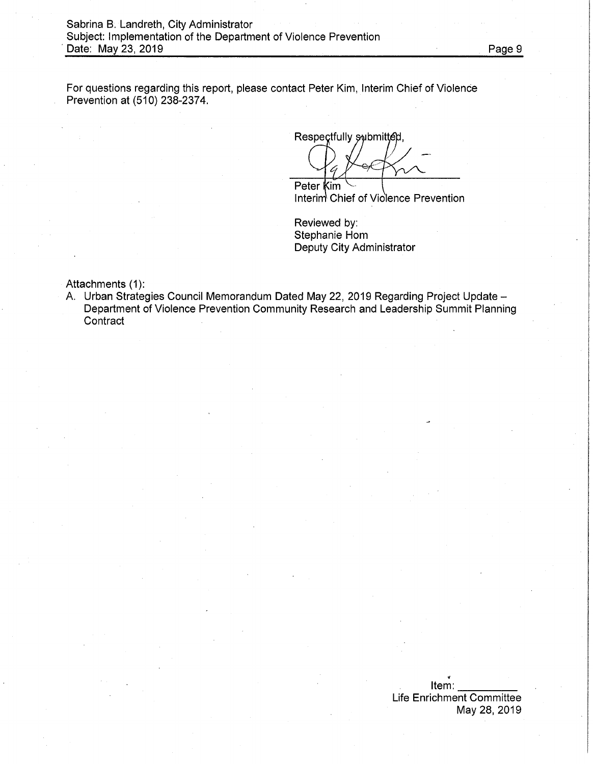For questions regarding this report, please contact Peter Kim, Interim Chief of Violence Prevention at (510) 238-2374.

Respectfully submitted,

Peter Kim
Interim Chief of Violence Prevention

Reviewed by:
Stephanie Hom
Deputy City Administrator

Attachments (1):

A. Urban Strategies Council Memorandum Dated May 22, 2019 Regarding Project Update – Department of Violence Prevention Community Research and Leadership Summit Planning Contract

Item: _________
Life Enrichment Committee
May 28, 2019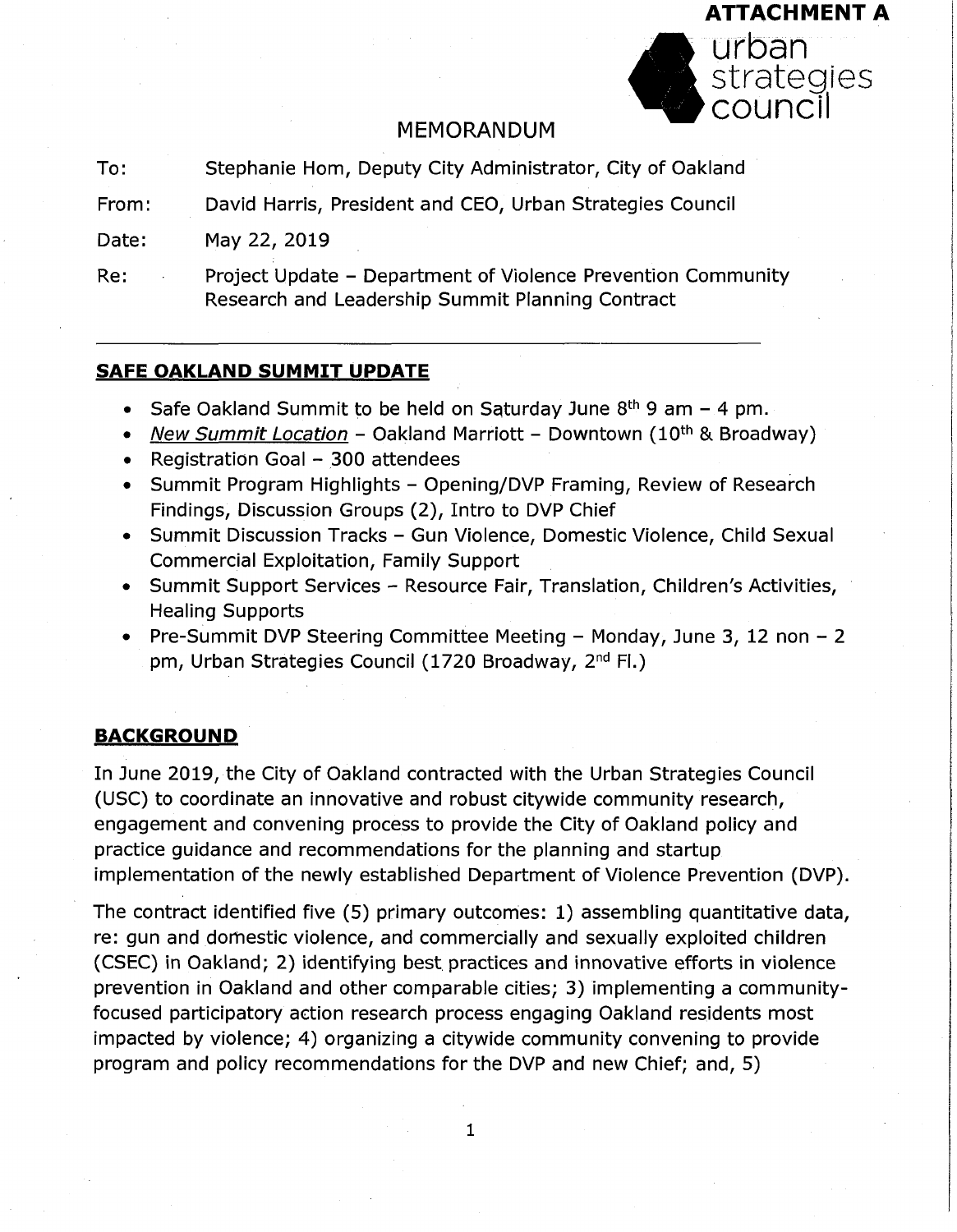**ATTACHMENT A**

urban strategies council

MEMORANDUM

To: Stephanie Hom, Deputy City Administrator, City of Oakland

From: David Harris, President and CEO, Urban Strategies Council

Date: May 22, 2019

Re: Project Update – Department of Violence Prevention Community Research and Leadership Summit Planning Contract

---

## SAFE OAKLAND SUMMIT UPDATE

- Safe Oakland Summit to be held on Saturday June 8th 9 am – 4 pm.
- *New Summit Location* – Oakland Marriott – Downtown (10th & Broadway)
- Registration Goal – 300 attendees
- Summit Program Highlights – Opening/DVP Framing, Review of Research Findings, Discussion Groups (2), Intro to DVP Chief
- Summit Discussion Tracks – Gun Violence, Domestic Violence, Child Sexual Commercial Exploitation, Family Support
- Summit Support Services – Resource Fair, Translation, Children's Activities, Healing Supports
- Pre-Summit DVP Steering Committee Meeting – Monday, June 3, 12 non – 2 pm, Urban Strategies Council (1720 Broadway, 2nd Fl.)

## BACKGROUND

In June 2019, the City of Oakland contracted with the Urban Strategies Council (USC) to coordinate an innovative and robust citywide community research, engagement and convening process to provide the City of Oakland policy and practice guidance and recommendations for the planning and startup implementation of the newly established Department of Violence Prevention (DVP).

The contract identified five (5) primary outcomes: 1) assembling quantitative data, re: gun and domestic violence, and commercially and sexually exploited children (CSEC) in Oakland; 2) identifying best practices and innovative efforts in violence prevention in Oakland and other comparable cities; 3) implementing a community-focused participatory action research process engaging Oakland residents most impacted by violence; 4) organizing a citywide community convening to provide program and policy recommendations for the DVP and new Chief; and, 5)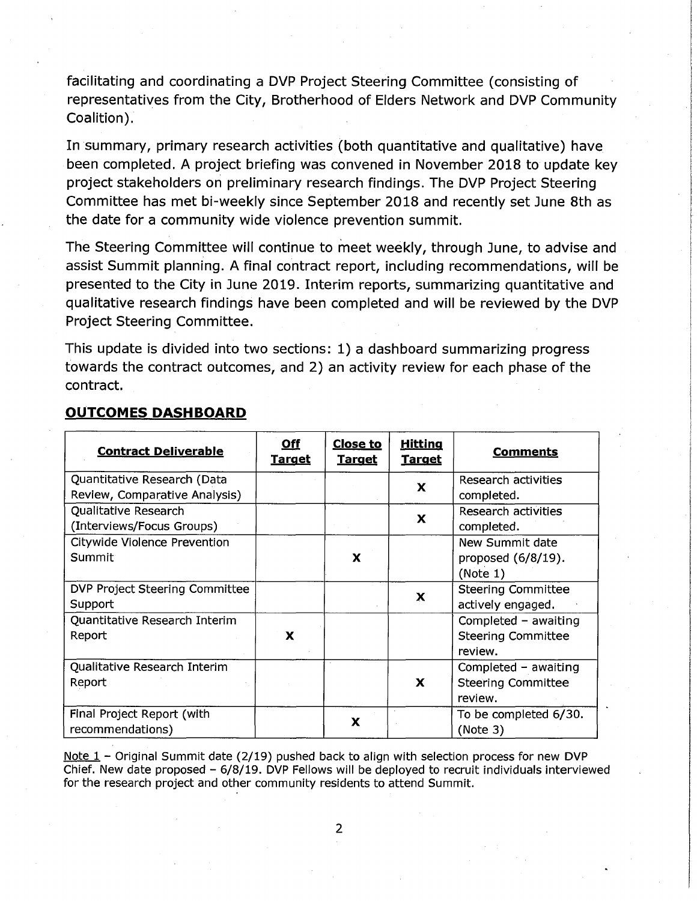facilitating and coordinating a DVP Project Steering Committee (consisting of representatives from the City, Brotherhood of Elders Network and DVP Community Coalition).

In summary, primary research activities (both quantitative and qualitative) have been completed. A project briefing was convened in November 2018 to update key project stakeholders on preliminary research findings. The DVP Project Steering Committee has met bi-weekly since September 2018 and recently set June 8th as the date for a community wide violence prevention summit.

The Steering Committee will continue to meet weekly, through June, to advise and assist Summit planning. A final contract report, including recommendations, will be presented to the City in June 2019. Interim reports, summarizing quantitative and qualitative research findings have been completed and will be reviewed by the DVP Project Steering Committee.

This update is divided into two sections: 1) a dashboard summarizing progress towards the contract outcomes, and 2) an activity review for each phase of the contract.

## OUTCOMES DASHBOARD

| Contract Deliverable | Off Target | Close to Target | Hitting Target | Comments |
|---|---|---|---|---|
| Quantitative Research (Data Review, Comparative Analysis) | | | X | Research activities completed. |
| Qualitative Research (Interviews/Focus Groups) | | | X | Research activities completed. |
| Citywide Violence Prevention Summit | | X | | New Summit date proposed (6/8/19). (Note 1) |
| DVP Project Steering Committee Support | | | X | Steering Committee actively engaged. |
| Quantitative Research Interim Report | X | | | Completed – awaiting Steering Committee review. |
| Qualitative Research Interim Report | | | X | Completed – awaiting Steering Committee review. |
| Final Project Report (with recommendations) | | X | | To be completed 6/30. (Note 3) |

Note 1 – Original Summit date (2/19) pushed back to align with selection process for new DVP Chief. New date proposed – 6/8/19. DVP Fellows will be deployed to recruit individuals interviewed for the research project and other community residents to attend Summit.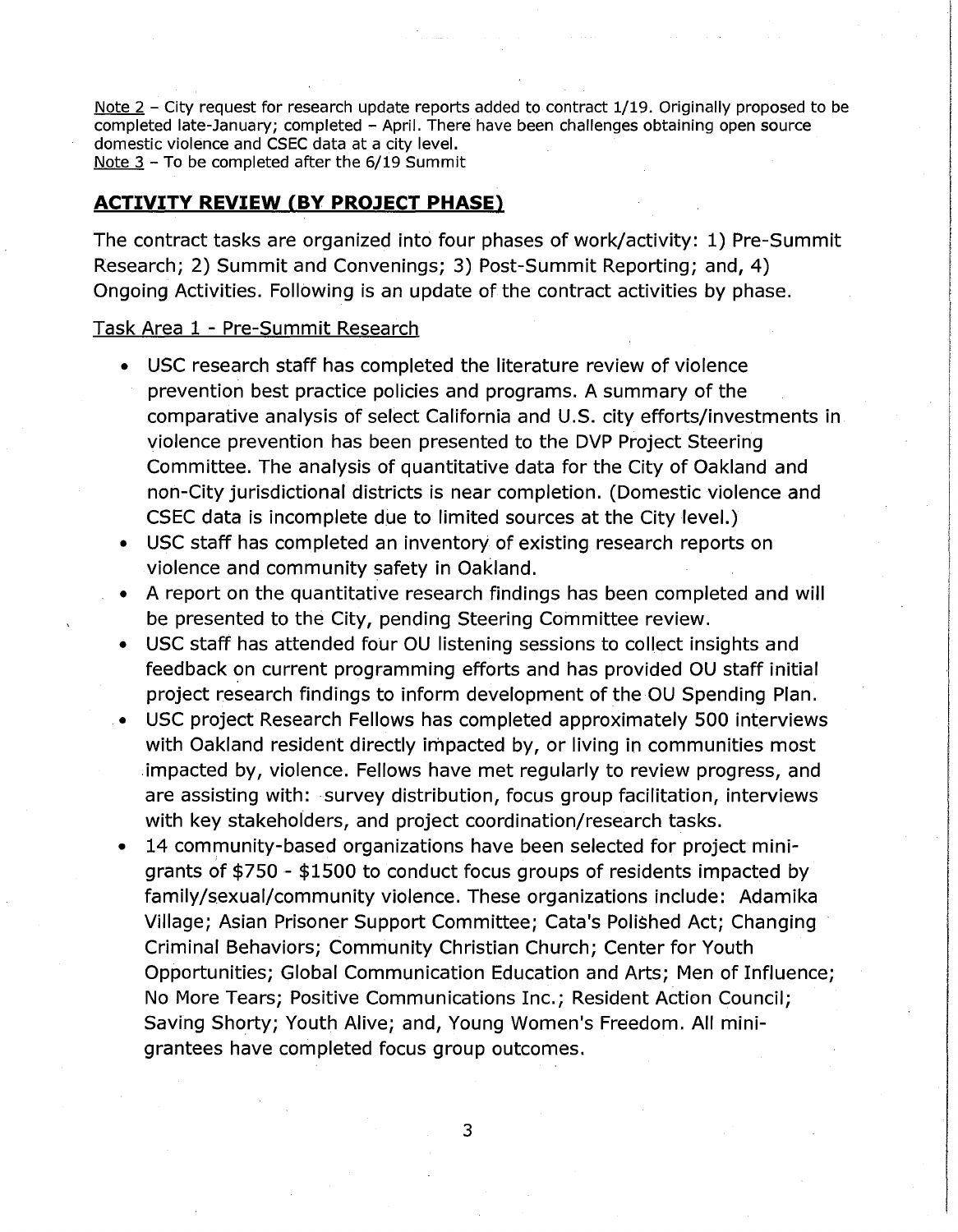Note 2 – City request for research update reports added to contract 1/19. Originally proposed to be completed late-January; completed – April. There have been challenges obtaining open source domestic violence and CSEC data at a city level.
Note 3 – To be completed after the 6/19 Summit

## ACTIVITY REVIEW (BY PROJECT PHASE)

The contract tasks are organized into four phases of work/activity: 1) Pre-Summit Research; 2) Summit and Convenings; 3) Post-Summit Reporting; and, 4) Ongoing Activities. Following is an update of the contract activities by phase.

Task Area 1 - Pre-Summit Research

- USC research staff has completed the literature review of violence prevention best practice policies and programs. A summary of the comparative analysis of select California and U.S. city efforts/investments in violence prevention has been presented to the DVP Project Steering Committee. The analysis of quantitative data for the City of Oakland and non-City jurisdictional districts is near completion. (Domestic violence and CSEC data is incomplete due to limited sources at the City level.)
- USC staff has completed an inventory of existing research reports on violence and community safety in Oakland.
- A report on the quantitative research findings has been completed and will be presented to the City, pending Steering Committee review.
- USC staff has attended four OU listening sessions to collect insights and feedback on current programming efforts and has provided OU staff initial project research findings to inform development of the OU Spending Plan.
- USC project Research Fellows has completed approximately 500 interviews with Oakland resident directly impacted by, or living in communities most impacted by, violence. Fellows have met regularly to review progress, and are assisting with: survey distribution, focus group facilitation, interviews with key stakeholders, and project coordination/research tasks.
- 14 community-based organizations have been selected for project mini-grants of $750 - $1500 to conduct focus groups of residents impacted by family/sexual/community violence. These organizations include: Adamika Village; Asian Prisoner Support Committee; Cata's Polished Act; Changing Criminal Behaviors; Community Christian Church; Center for Youth Opportunities; Global Communication Education and Arts; Men of Influence; No More Tears; Positive Communications Inc.; Resident Action Council; Saving Shorty; Youth Alive; and, Young Women's Freedom. All mini-grantees have completed focus group outcomes.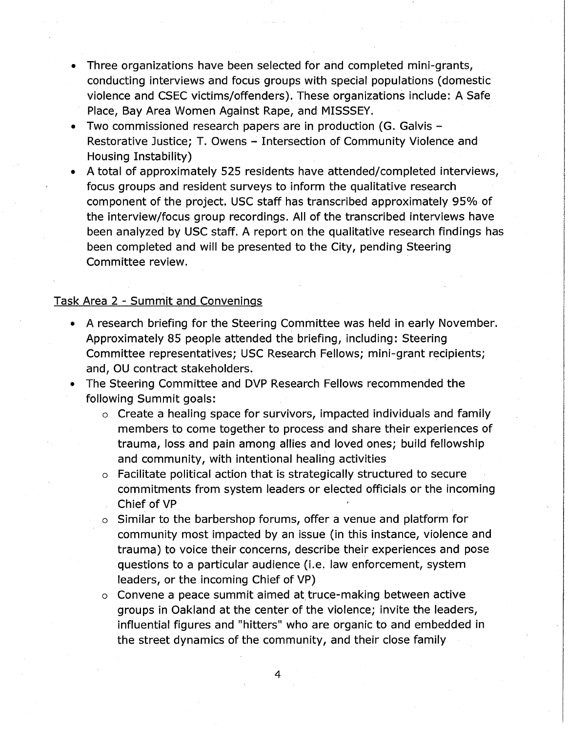- Three organizations have been selected for and completed mini-grants, conducting interviews and focus groups with special populations (domestic violence and CSEC victims/offenders). These organizations include: A Safe Place, Bay Area Women Against Rape, and MISSSEY.
- Two commissioned research papers are in production (G. Galvis – Restorative Justice; T. Owens – Intersection of Community Violence and Housing Instability)
- A total of approximately 525 residents have attended/completed interviews, focus groups and resident surveys to inform the qualitative research component of the project. USC staff has transcribed approximately 95% of the interview/focus group recordings. All of the transcribed interviews have been analyzed by USC staff. A report on the qualitative research findings has been completed and will be presented to the City, pending Steering Committee review.

Task Area 2 - Summit and Convenings

- A research briefing for the Steering Committee was held in early November. Approximately 85 people attended the briefing, including: Steering Committee representatives; USC Research Fellows; mini-grant recipients; and, OU contract stakeholders.
- The Steering Committee and DVP Research Fellows recommended the following Summit goals:
    - Create a healing space for survivors, impacted individuals and family members to come together to process and share their experiences of trauma, loss and pain among allies and loved ones; build fellowship and community, with intentional healing activities
    - Facilitate political action that is strategically structured to secure commitments from system leaders or elected officials or the incoming Chief of VP
    - Similar to the barbershop forums, offer a venue and platform for community most impacted by an issue (in this instance, violence and trauma) to voice their concerns, describe their experiences and pose questions to a particular audience (i.e. law enforcement, system leaders, or the incoming Chief of VP)
    - Convene a peace summit aimed at truce-making between active groups in Oakland at the center of the violence; invite the leaders, influential figures and "hitters" who are organic to and embedded in the street dynamics of the community, and their close family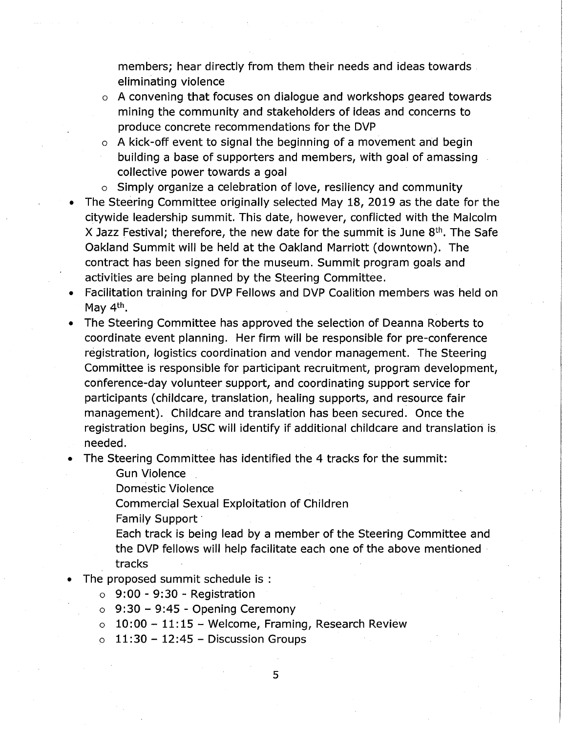members; hear directly from them their needs and ideas towards eliminating violence
  - A convening that focuses on dialogue and workshops geared towards mining the community and stakeholders of ideas and concerns to produce concrete recommendations for the DVP
  - A kick-off event to signal the beginning of a movement and begin building a base of supporters and members, with goal of amassing collective power towards a goal
  - Simply organize a celebration of love, resiliency and community
- The Steering Committee originally selected May 18, 2019 as the date for the citywide leadership summit. This date, however, conflicted with the Malcolm X Jazz Festival; therefore, the new date for the summit is June 8th. The Safe Oakland Summit will be held at the Oakland Marriott (downtown). The contract has been signed for the museum. Summit program goals and activities are being planned by the Steering Committee.
- Facilitation training for DVP Fellows and DVP Coalition members was held on May 4th.
- The Steering Committee has approved the selection of Deanna Roberts to coordinate event planning. Her firm will be responsible for pre-conference registration, logistics coordination and vendor management. The Steering Committee is responsible for participant recruitment, program development, conference-day volunteer support, and coordinating support service for participants (childcare, translation, healing supports, and resource fair management). Childcare and translation has been secured. Once the registration begins, USC will identify if additional childcare and translation is needed.
- The Steering Committee has identified the 4 tracks for the summit:

  Gun Violence

  Domestic Violence

  Commercial Sexual Exploitation of Children

  Family Support

  Each track is being lead by a member of the Steering Committee and the DVP fellows will help facilitate each one of the above mentioned tracks
- The proposed summit schedule is :
  - 9:00 - 9:30 - Registration
  - 9:30 – 9:45 - Opening Ceremony
  - 10:00 – 11:15 – Welcome, Framing, Research Review
  - 11:30 – 12:45 – Discussion Groups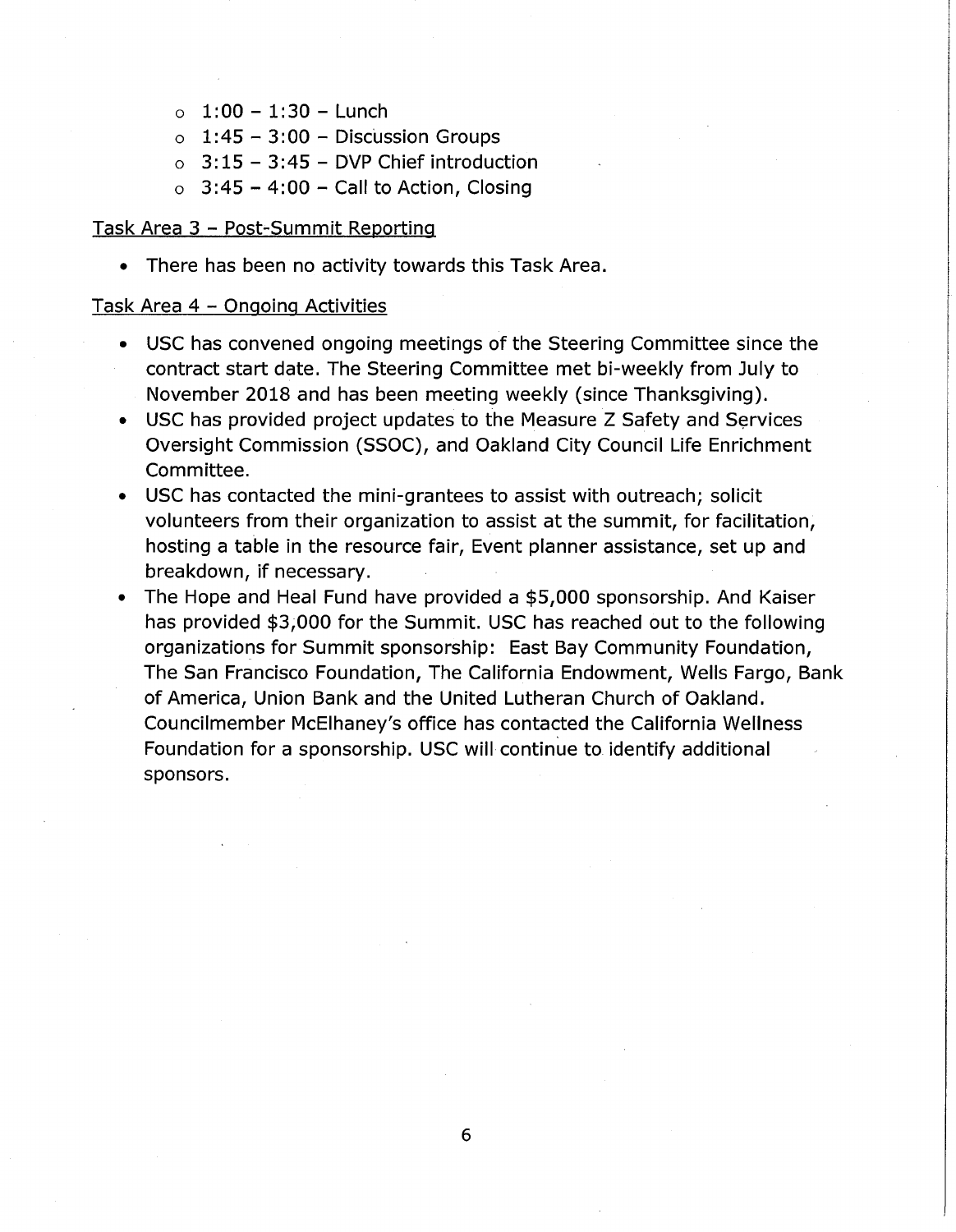- 1:00 – 1:30 – Lunch
- 1:45 – 3:00 – Discussion Groups
- 3:15 – 3:45 – DVP Chief introduction
- 3:45 – 4:00 – Call to Action, Closing

Task Area 3 – Post-Summit Reporting

- There has been no activity towards this Task Area.

Task Area 4 – Ongoing Activities

- USC has convened ongoing meetings of the Steering Committee since the contract start date. The Steering Committee met bi-weekly from July to November 2018 and has been meeting weekly (since Thanksgiving).
- USC has provided project updates to the Measure Z Safety and Services Oversight Commission (SSOC), and Oakland City Council Life Enrichment Committee.
- USC has contacted the mini-grantees to assist with outreach; solicit volunteers from their organization to assist at the summit, for facilitation, hosting a table in the resource fair, Event planner assistance, set up and breakdown, if necessary.
- The Hope and Heal Fund have provided a $5,000 sponsorship. And Kaiser has provided $3,000 for the Summit. USC has reached out to the following organizations for Summit sponsorship: East Bay Community Foundation, The San Francisco Foundation, The California Endowment, Wells Fargo, Bank of America, Union Bank and the United Lutheran Church of Oakland. Councilmember McElhaney's office has contacted the California Wellness Foundation for a sponsorship. USC will continue to identify additional sponsors.